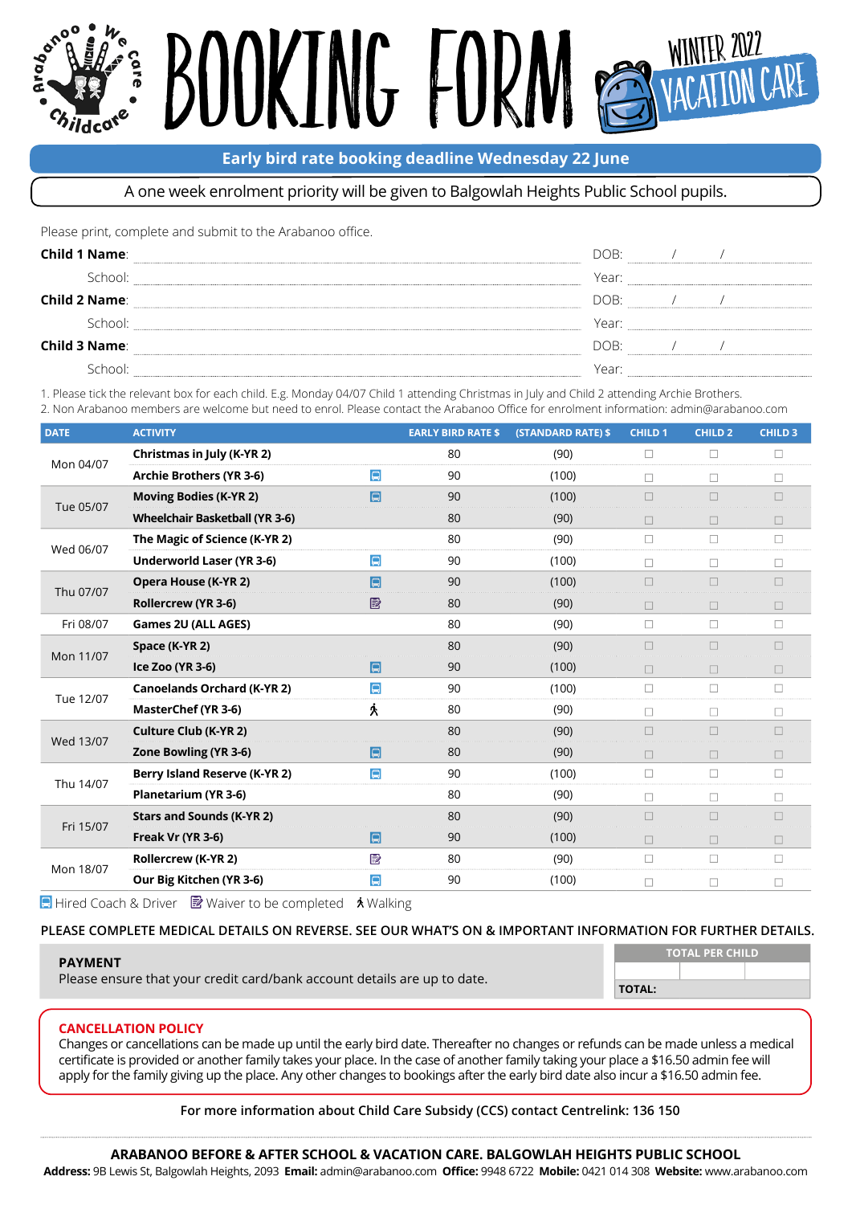# BOOKING FORM

WINTER 2022 VACATION CARE

**Early bird rate booking deadline Wednesday 22 June**

A one week enrolment priority will be given to Balgowlah Heights Public School pupils.

Please print, complete and submit to the Arabanoo office.

**Child 1 Name**: ............................................................ DOB: ...../...../.....

School: ............................................................ Year: ..........

**Child 2 Name**: ............................................................ DOB: ...../...../.....

School: ............................................................ Year: ..........

**Child 3 Name**: ............................................................ DOB: ...../...../.....

School: ............................................................ Year: ..........

1. Please tick the relevant box for each child. E.g. Monday 04/07 Child 1 attending Christmas in July and Child 2 attending Archie Brothers.
2. Non Arabanoo members are welcome but need to enrol. Please contact the Arabanoo Office for enrolment information: admin@arabanoo.com

| DATE | ACTIVITY | | EARLY BIRD RATE $ | (STANDARD RATE) $ | CHILD 1 | CHILD 2 | CHILD 3 |
|---|---|---|---|---|---|---|---|
| Mon 04/07 | **Christmas in July (K-YR 2)** | | 80 | (90) | ☐ | ☐ | ☐ |
| | **Archie Brothers (YR 3-6)** | Hired Coach & Driver | 90 | (100) | ☐ | ☐ | ☐ |
| Tue 05/07 | **Moving Bodies (K-YR 2)** | Hired Coach & Driver | 90 | (100) | ☐ | ☐ | ☐ |
| | **Wheelchair Basketball (YR 3-6)** | | 80 | (90) | ☐ | ☐ | ☐ |
| Wed 06/07 | **The Magic of Science (K-YR 2)** | | 80 | (90) | ☐ | ☐ | ☐ |
| | **Underworld Laser (YR 3-6)** | Hired Coach & Driver | 90 | (100) | ☐ | ☐ | ☐ |
| Thu 07/07 | **Opera House (K-YR 2)** | Hired Coach & Driver | 90 | (100) | ☐ | ☐ | ☐ |
| | **Rollercrew (YR 3-6)** | Waiver to be completed | 80 | (90) | ☐ | ☐ | ☐ |
| Fri 08/07 | **Games 2U (ALL AGES)** | | 80 | (90) | ☐ | ☐ | ☐ |
| Mon 11/07 | **Space (K-YR 2)** | | 80 | (90) | ☐ | ☐ | ☐ |
| | **Ice Zoo (YR 3-6)** | Hired Coach & Driver | 90 | (100) | ☐ | ☐ | ☐ |
| Tue 12/07 | **Canoelands Orchard (K-YR 2)** | Hired Coach & Driver | 90 | (100) | ☐ | ☐ | ☐ |
| | **MasterChef (YR 3-6)** | Walking | 80 | (90) | ☐ | ☐ | ☐ |
| Wed 13/07 | **Culture Club (K-YR 2)** | | 80 | (90) | ☐ | ☐ | ☐ |
| | **Zone Bowling (YR 3-6)** | Hired Coach & Driver | 80 | (90) | ☐ | ☐ | ☐ |
| Thu 14/07 | **Berry Island Reserve (K-YR 2)** | Hired Coach & Driver | 90 | (100) | ☐ | ☐ | ☐ |
| | **Planetarium (YR 3-6)** | | 80 | (90) | ☐ | ☐ | ☐ |
| Fri 15/07 | **Stars and Sounds (K-YR 2)** | | 80 | (90) | ☐ | ☐ | ☐ |
| | **Freak Vr (YR 3-6)** | Hired Coach & Driver | 90 | (100) | ☐ | ☐ | ☐ |
| Mon 18/07 | **Rollercrew (K-YR 2)** | Waiver to be completed | 80 | (90) | ☐ | ☐ | ☐ |
| | **Our Big Kitchen (YR 3-6)** | Hired Coach & Driver | 90 | (100) | ☐ | ☐ | ☐ |

Hired Coach & Driver | Waiver to be completed | Walking

**PLEASE COMPLETE MEDICAL DETAILS ON REVERSE. SEE OUR WHAT'S ON & IMPORTANT INFORMATION FOR FURTHER DETAILS.**

**PAYMENT**
Please ensure that your credit card/bank account details are up to date.

| TOTAL PER CHILD | | |
|---|---|---|
| | | |
| **TOTAL:** | | |

**CANCELLATION POLICY**
Changes or cancellations can be made up until the early bird date. Thereafter no changes or refunds can be made unless a medical certificate is provided or another family takes your place. In the case of another family taking your place a $16.50 admin fee will apply for the family giving up the place. Any other changes to bookings after the early bird date also incur a $16.50 admin fee.

**For more information about Child Care Subsidy (CCS) contact Centrelink: 136 150**

**ARABANOO BEFORE & AFTER SCHOOL & VACATION CARE. BALGOWLAH HEIGHTS PUBLIC SCHOOL**
**Address:** 9B Lewis St, Balgowlah Heights, 2093 **Email:** admin@arabanoo.com **Office:** 9948 6722 **Mobile:** 0421 014 308 **Website:** www.arabanoo.com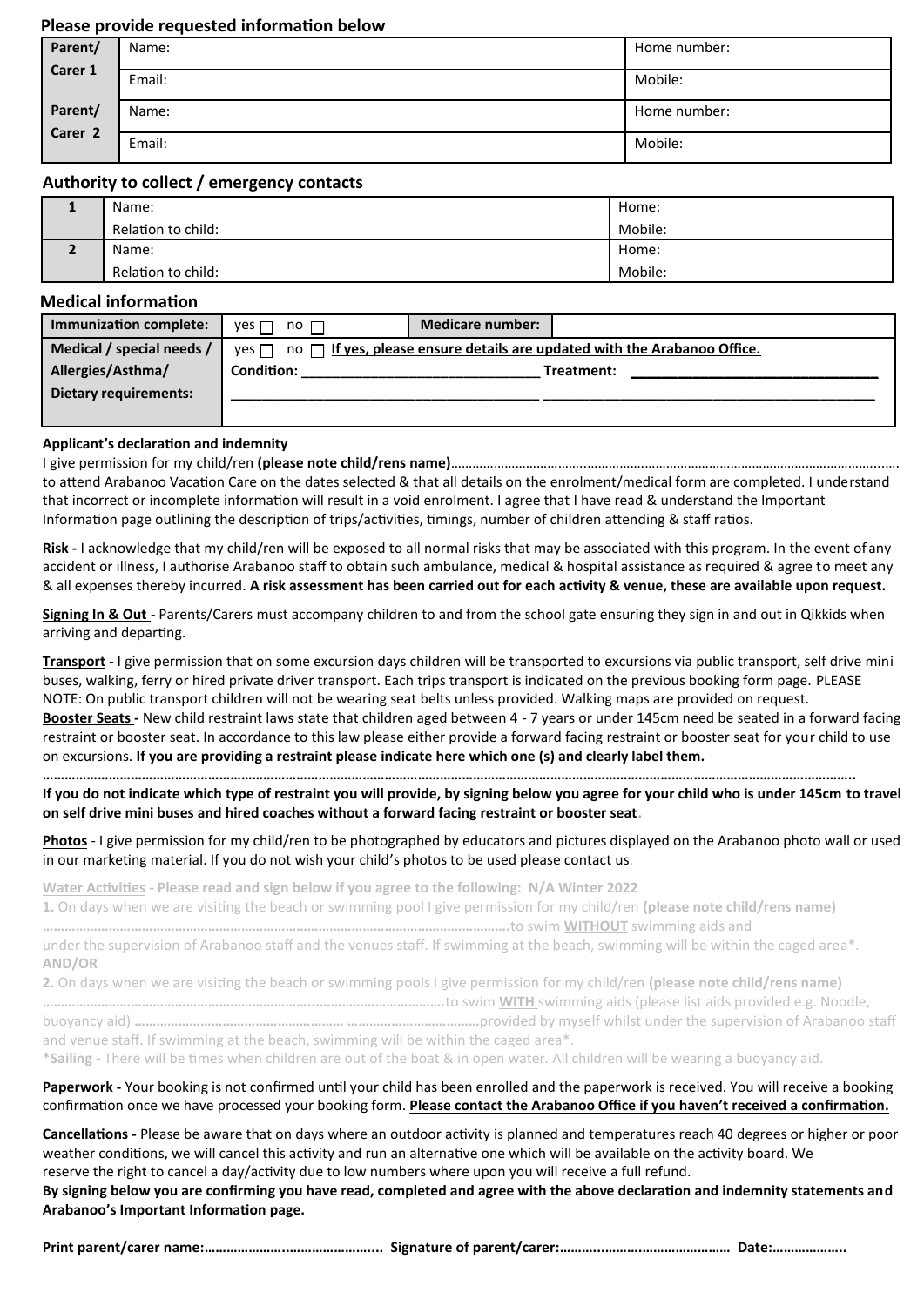## Please provide requested information below

| Parent/ Carer 1 | Name: | Home number: |
|---|---|---|
| | Email: | Mobile: |
| Parent/ Carer 2 | Name: | Home number: |
| | Email: | Mobile: |

## Authority to collect / emergency contacts

| | | |
|---|---|---|
| **1** | Name: | Home: |
| | Relation to child: | Mobile: |
| **2** | Name: | Home: |
| | Relation to child: | Mobile: |

## Medical information

| **Immunization complete:** | yes ☐ no ☐ | **Medicare number:** | |
|---|---|---|---|
| **Medical / special needs / Allergies/Asthma/ Dietary requirements:** | yes ☐ no ☐ **If yes, please ensure details are updated with the Arabanoo Office.** **Condition:** ______________________________ **Treatment:** ______________________________ | | |

**Applicant's declaration and indemnity**

I give permission for my child/ren **(please note child/rens name)**…………………………………………………………………………………………………… to attend Arabanoo Vacation Care on the dates selected & that all details on the enrolment/medical form are completed. I understand that incorrect or incomplete information will result in a void enrolment. I agree that I have read & understand the Important Information page outlining the description of trips/activities, timings, number of children attending & staff ratios.

**Risk -** I acknowledge that my child/ren will be exposed to all normal risks that may be associated with this program. In the event of any accident or illness, I authorise Arabanoo staff to obtain such ambulance, medical & hospital assistance as required & agree to meet any & all expenses thereby incurred. **A risk assessment has been carried out for each activity & venue, these are available upon request.**

**Signing In & Out** - Parents/Carers must accompany children to and from the school gate ensuring they sign in and out in Qikkids when arriving and departing.

**Transport** - I give permission that on some excursion days children will be transported to excursions via public transport, self drive mini buses, walking, ferry or hired private driver transport. Each trips transport is indicated on the previous booking form page. PLEASE NOTE: On public transport children will not be wearing seat belts unless provided. Walking maps are provided on request.

**Booster Seats -** New child restraint laws state that children aged between 4 - 7 years or under 145cm need be seated in a forward facing restraint or booster seat. In accordance to this law please either provide a forward facing restraint or booster seat for your child to use on excursions. **If you are providing a restraint please indicate here which one (s) and clearly label them.**

……………………………………………………………………………………………………………………………………………………………………………..

**If you do not indicate which type of restraint you will provide, by signing below you agree for your child who is under 145cm to travel on self drive mini buses and hired coaches without a forward facing restraint or booster seat.**

**Photos** - I give permission for my child/ren to be photographed by educators and pictures displayed on the Arabanoo photo wall or used in our marketing material. If you do not wish your child's photos to be used please contact us.

**Water Activities - Please read and sign below if you agree to the following: N/A Winter 2022**

**1.** On days when we are visiting the beach or swimming pool I give permission for my child/ren **(please note child/rens name)** ………………………………………………………………………………………………………to swim **WITHOUT** swimming aids and under the supervision of Arabanoo staff and the venues staff. If swimming at the beach, swimming will be within the caged area*.

**AND/OR**

**2.** On days when we are visiting the beach or swimming pools I give permission for my child/ren **(please note child/rens name)** ………………………………………………………………………………………to swim **WITH** swimming aids (please list aids provided e.g. Noodle, buoyancy aid) ………………………………………………… ………………………………provided by myself whilst under the supervision of Arabanoo staff and venue staff. If swimming at the beach, swimming will be within the caged area*.

***Sailing -** There will be times when children are out of the boat & in open water. All children will be wearing a buoyancy aid.

**Paperwork -** Your booking is not confirmed until your child has been enrolled and the paperwork is received. You will receive a booking confirmation once we have processed your booking form. **Please contact the Arabanoo Office if you haven't received a confirmation.**

**Cancellations -** Please be aware that on days where an outdoor activity is planned and temperatures reach 40 degrees or higher or poor weather conditions, we will cancel this activity and run an alternative one which will be available on the activity board. We reserve the right to cancel a day/activity due to low numbers where upon you will receive a full refund.

**By signing below you are confirming you have read, completed and agree with the above declaration and indemnity statements and Arabanoo's Important Information page.**

**Print parent/carer name:…………………..…………………... Signature of parent/carer:………..…………..………………… Date:………………..**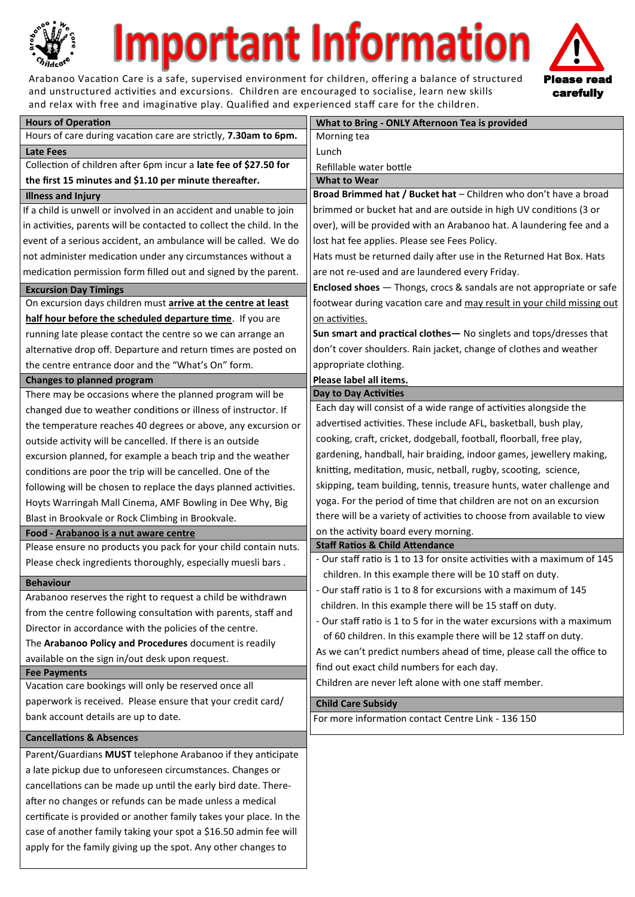# Important Information

**Please read carefully**

Arabanoo Vacation Care is a safe, supervised environment for children, offering a balance of structured and unstructured activities and excursions. Children are encouraged to socialise, learn new skills and relax with free and imaginative play. Qualified and experienced staff care for the children.

### Hours of Operation

Hours of care during vacation care are strictly, **7.30am to 6pm.**

### Late Fees

Collection of children after 6pm incur a **late fee of $27.50 for the first 15 minutes and $1.10 per minute thereafter.**

### Illness and Injury

If a child is unwell or involved in an accident and unable to join in activities, parents will be contacted to collect the child. In the event of a serious accident, an ambulance will be called. We do not administer medication under any circumstances without a medication permission form filled out and signed by the parent.

### Excursion Day Timings

On excursion days children must **arrive at the centre at least half hour before the scheduled departure time**. If you are running late please contact the centre so we can arrange an alternative drop off. Departure and return times are posted on the centre entrance door and the "What's On" form.

### Changes to planned program

There may be occasions where the planned program will be changed due to weather conditions or illness of instructor. If the temperature reaches 40 degrees or above, any excursion or outside activity will be cancelled. If there is an outside excursion planned, for example a beach trip and the weather conditions are poor the trip will be cancelled. One of the following will be chosen to replace the days planned activities. Hoyts Warringah Mall Cinema, AMF Bowling in Dee Why, Big Blast in Brookvale or Rock Climbing in Brookvale.

### Food - Arabanoo is a nut aware centre

Please ensure no products you pack for your child contain nuts. Please check ingredients thoroughly, especially muesli bars .

### Behaviour

Arabanoo reserves the right to request a child be withdrawn from the centre following consultation with parents, staff and Director in accordance with the policies of the centre.
The **Arabanoo Policy and Procedures** document is readily available on the sign in/out desk upon request.

### Fee Payments

Vacation care bookings will only be reserved once all paperwork is received. Please ensure that your credit card/ bank account details are up to date.

### Cancellations & Absences

Parent/Guardians **MUST** telephone Arabanoo if they anticipate a late pickup due to unforeseen circumstances. Changes or cancellations can be made up until the early bird date. There-after no changes or refunds can be made unless a medical certificate is provided or another family takes your place. In the case of another family taking your spot a $16.50 admin fee will apply for the family giving up the spot. Any other changes to

### What to Bring - ONLY Afternoon Tea is provided

Morning tea
Lunch
Refillable water bottle

### What to Wear

**Broad Brimmed hat / Bucket hat** – Children who don't have a broad brimmed or bucket hat and are outside in high UV conditions (3 or over), will be provided with an Arabanoo hat. A laundering fee and a lost hat fee applies. Please see Fees Policy.
Hats must be returned daily after use in the Returned Hat Box. Hats are not re-used and are laundered every Friday.

**Enclosed shoes** — Thongs, crocs & sandals are not appropriate or safe footwear during vacation care and may result in your child missing out on activities.

**Sun smart and practical clothes—** No singlets and tops/dresses that don't cover shoulders. Rain jacket, change of clothes and weather appropriate clothing.

**Please label all items.**

### Day to Day Activities

Each day will consist of a wide range of activities alongside the advertised activities. These include AFL, basketball, bush play, cooking, craft, cricket, dodgeball, football, floorball, free play, gardening, handball, hair braiding, indoor games, jewellery making, knitting, meditation, music, netball, rugby, scooting, science, skipping, team building, tennis, treasure hunts, water challenge and yoga. For the period of time that children are not on an excursion there will be a variety of activities to choose from available to view on the activity board every morning.

### Staff Ratios & Child Attendance

- Our staff ratio is 1 to 13 for onsite activities with a maximum of 145 children. In this example there will be 10 staff on duty.
- Our staff ratio is 1 to 8 for excursions with a maximum of 145 children. In this example there will be 15 staff on duty.
- Our staff ratio is 1 to 5 for in the water excursions with a maximum of 60 children. In this example there will be 12 staff on duty.

As we can't predict numbers ahead of time, please call the office to find out exact child numbers for each day.
Children are never left alone with one staff member.

### Child Care Subsidy

For more information contact Centre Link - 136 150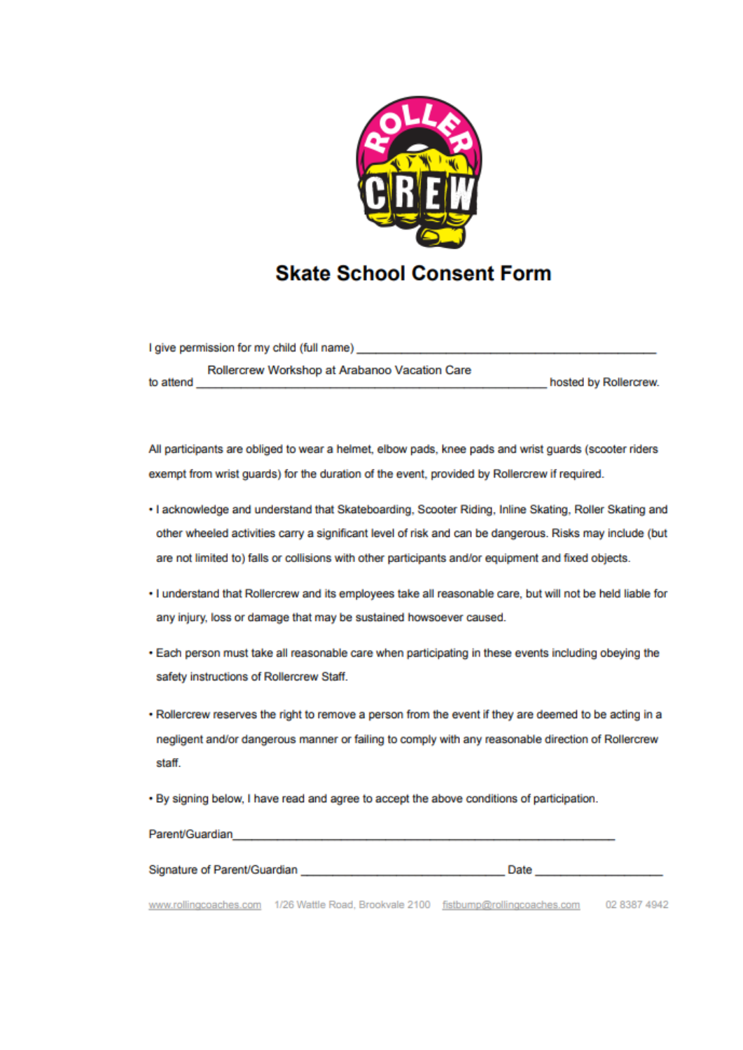# Skate School Consent Form

I give permission for my child (full name) ______________________________________________

to attend Rollercrew Workshop at Arabanoo Vacation Care hosted by Rollercrew.

All participants are obliged to wear a helmet, elbow pads, knee pads and wrist guards (scooter riders exempt from wrist guards) for the duration of the event, provided by Rollercrew if required.

- I acknowledge and understand that Skateboarding, Scooter Riding, Inline Skating, Roller Skating and other wheeled activities carry a significant level of risk and can be dangerous. Risks may include (but are not limited to) falls or collisions with other participants and/or equipment and fixed objects.
- I understand that Rollercrew and its employees take all reasonable care, but will not be held liable for any injury, loss or damage that may be sustained howsoever caused.
- Each person must take all reasonable care when participating in these events including obeying the safety instructions of Rollercrew Staff.
- Rollercrew reserves the right to remove a person from the event if they are deemed to be acting in a negligent and/or dangerous manner or failing to comply with any reasonable direction of Rollercrew staff.
- By signing below, I have read and agree to accept the above conditions of participation.

Parent/Guardian______________________________________________________________

Signature of Parent/Guardian ______________________________ Date ___________________

www.rollingcoaches.com 1/26 Wattle Road, Brookvale 2100 fistbump@rollingcoaches.com 02 8387 4942